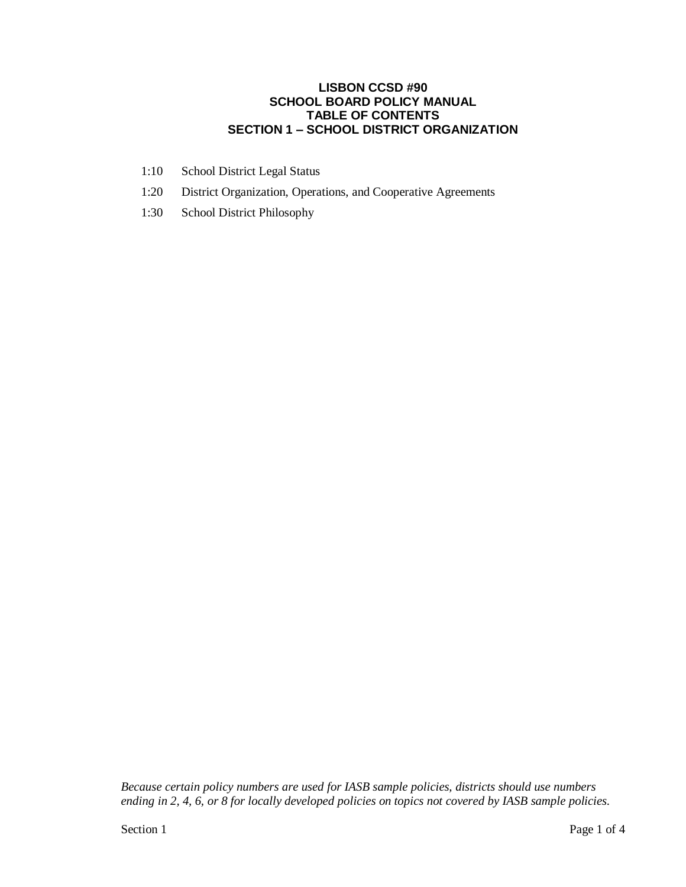# LISBON CCSD #90
# SCHOOL BOARD POLICY MANUAL
# TABLE OF CONTENTS
## SECTION 1 – SCHOOL DISTRICT ORGANIZATION

1:10 School District Legal Status

1:20 District Organization, Operations, and Cooperative Agreements

1:30 School District Philosophy

*Because certain policy numbers are used for IASB sample policies, districts should use numbers ending in 2, 4, 6, or 8 for locally developed policies on topics not covered by IASB sample policies.*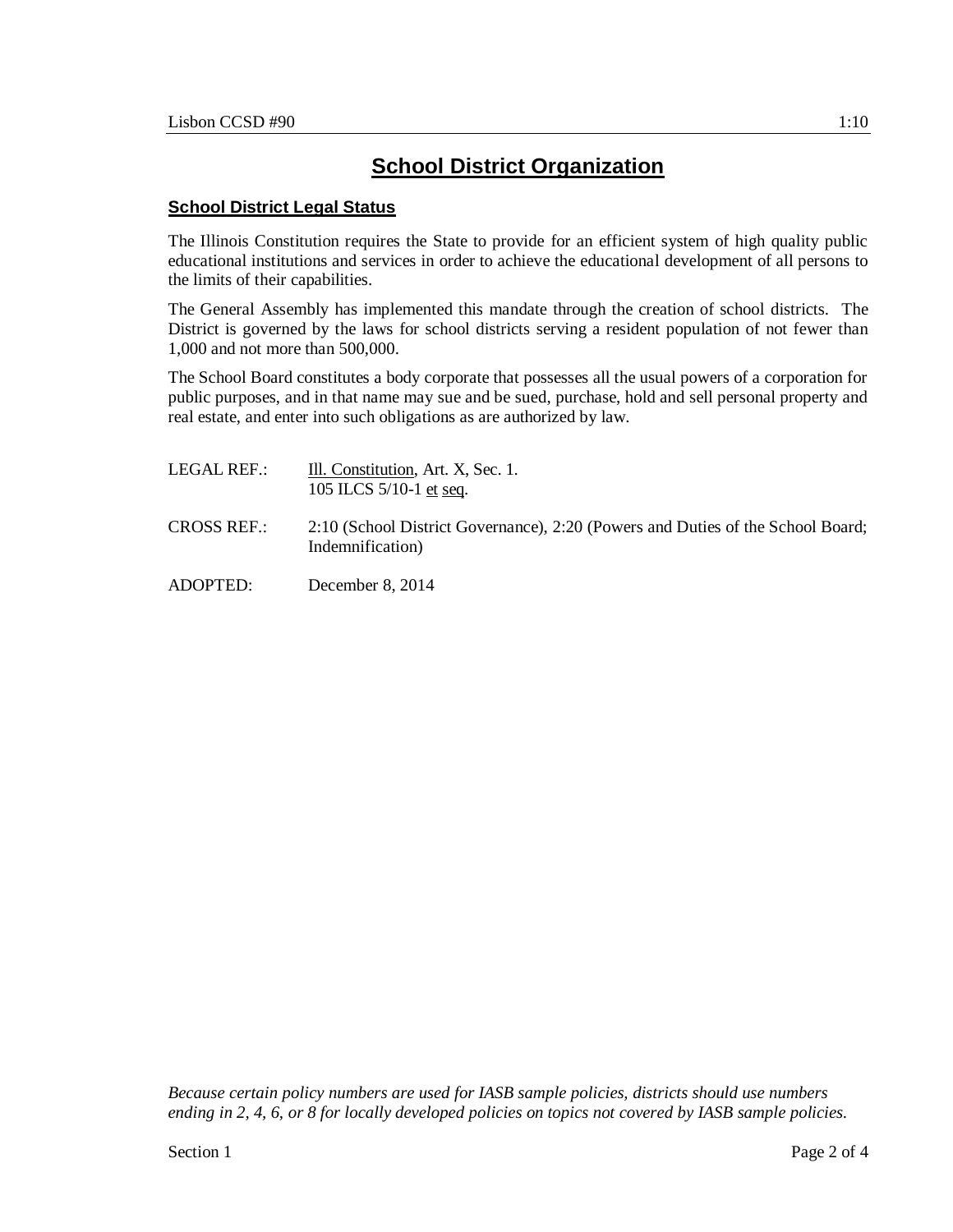# School District Organization

## School District Legal Status

The Illinois Constitution requires the State to provide for an efficient system of high quality public educational institutions and services in order to achieve the educational development of all persons to the limits of their capabilities.

The General Assembly has implemented this mandate through the creation of school districts. The District is governed by the laws for school districts serving a resident population of not fewer than 1,000 and not more than 500,000.

The School Board constitutes a body corporate that possesses all the usual powers of a corporation for public purposes, and in that name may sue and be sued, purchase, hold and sell personal property and real estate, and enter into such obligations as are authorized by law.

LEGAL REF.: Ill. Constitution, Art. X, Sec. 1.
105 ILCS 5/10-1 et seq.

CROSS REF.: 2:10 (School District Governance), 2:20 (Powers and Duties of the School Board; Indemnification)

ADOPTED: December 8, 2014

*Because certain policy numbers are used for IASB sample policies, districts should use numbers ending in 2, 4, 6, or 8 for locally developed policies on topics not covered by IASB sample policies.*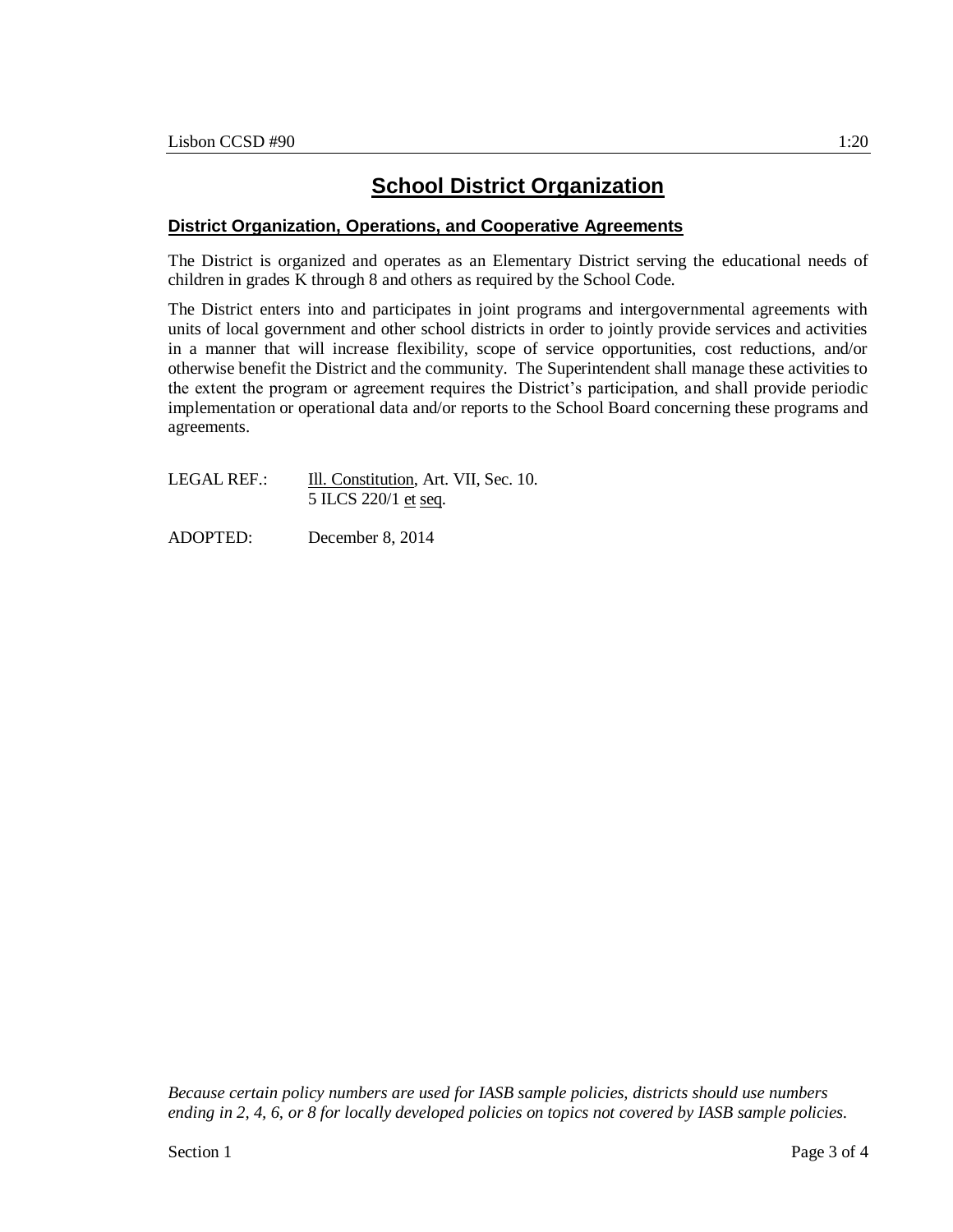# School District Organization

## District Organization, Operations, and Cooperative Agreements

The District is organized and operates as an Elementary District serving the educational needs of children in grades K through 8 and others as required by the School Code.

The District enters into and participates in joint programs and intergovernmental agreements with units of local government and other school districts in order to jointly provide services and activities in a manner that will increase flexibility, scope of service opportunities, cost reductions, and/or otherwise benefit the District and the community. The Superintendent shall manage these activities to the extent the program or agreement requires the District's participation, and shall provide periodic implementation or operational data and/or reports to the School Board concerning these programs and agreements.

LEGAL REF.: Ill. Constitution, Art. VII, Sec. 10.
5 ILCS 220/1 et seq.

ADOPTED: December 8, 2014

*Because certain policy numbers are used for IASB sample policies, districts should use numbers ending in 2, 4, 6, or 8 for locally developed policies on topics not covered by IASB sample policies.*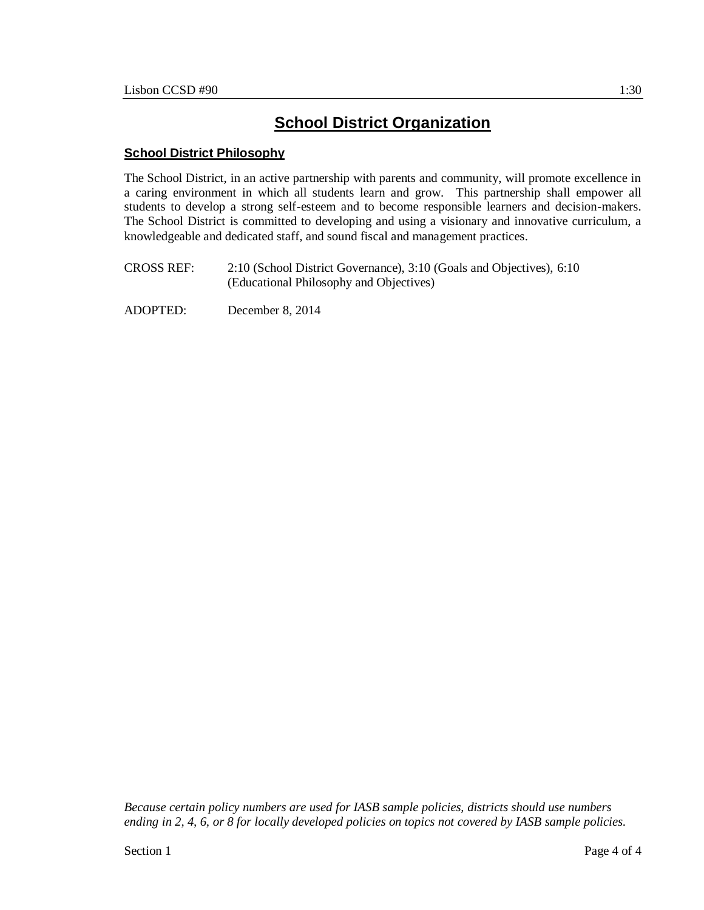# School District Organization

## School District Philosophy

The School District, in an active partnership with parents and community, will promote excellence in a caring environment in which all students learn and grow. This partnership shall empower all students to develop a strong self-esteem and to become responsible learners and decision-makers. The School District is committed to developing and using a visionary and innovative curriculum, a knowledgeable and dedicated staff, and sound fiscal and management practices.

CROSS REF: 2:10 (School District Governance), 3:10 (Goals and Objectives), 6:10 (Educational Philosophy and Objectives)

ADOPTED: December 8, 2014

*Because certain policy numbers are used for IASB sample policies, districts should use numbers ending in 2, 4, 6, or 8 for locally developed policies on topics not covered by IASB sample policies.*